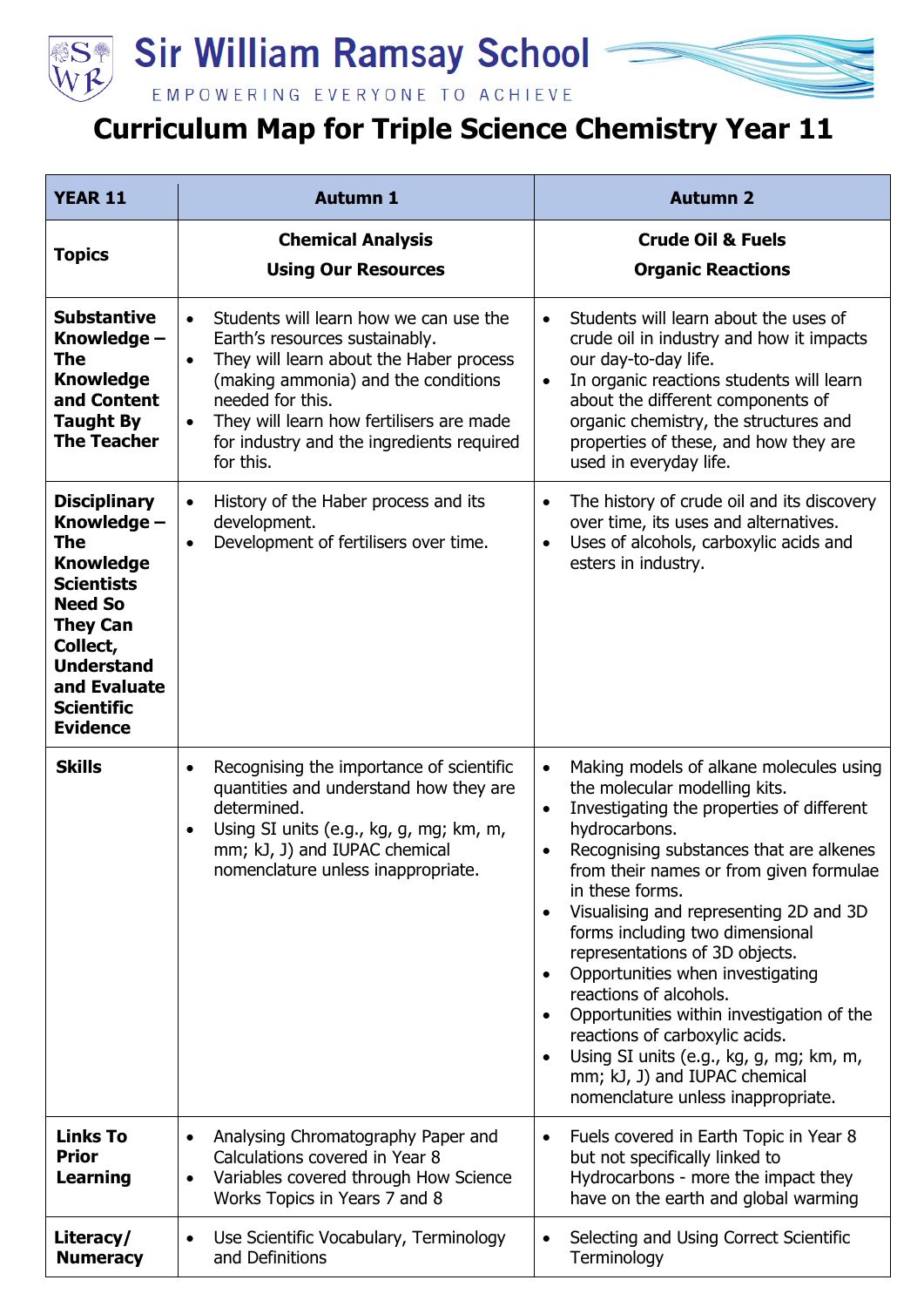# Sir William Ramsay School

EMPOWERING EVERYONE TO ACHIEVE

## Curriculum Map for Triple Science Chemistry Year 11

| YEAR 11 | Autumn 1 | Autumn 2 |
|---|---|---|
| **Topics** | **Chemical Analysis**<br>**Using Our Resources** | **Crude Oil & Fuels**<br>**Organic Reactions** |
| **Substantive Knowledge – The Knowledge and Content Taught By The Teacher** | • Students will learn how we can use the Earth's resources sustainably.<br>• They will learn about the Haber process (making ammonia) and the conditions needed for this.<br>• They will learn how fertilisers are made for industry and the ingredients required for this. | • Students will learn about the uses of crude oil in industry and how it impacts our day-to-day life.<br>• In organic reactions students will learn about the different components of organic chemistry, the structures and properties of these, and how they are used in everyday life. |
| **Disciplinary Knowledge – The Knowledge Scientists Need So They Can Collect, Understand and Evaluate Scientific Evidence** | • History of the Haber process and its development.<br>• Development of fertilisers over time. | • The history of crude oil and its discovery over time, its uses and alternatives.<br>• Uses of alcohols, carboxylic acids and esters in industry. |
| **Skills** | • Recognising the importance of scientific quantities and understand how they are determined.<br>• Using SI units (e.g., kg, g, mg; km, m, mm; kJ, J) and IUPAC chemical nomenclature unless inappropriate. | • Making models of alkane molecules using the molecular modelling kits.<br>• Investigating the properties of different hydrocarbons.<br>• Recognising substances that are alkenes from their names or from given formulae in these forms.<br>• Visualising and representing 2D and 3D forms including two dimensional representations of 3D objects.<br>• Opportunities when investigating reactions of alcohols.<br>• Opportunities within investigation of the reactions of carboxylic acids.<br>• Using SI units (e.g., kg, g, mg; km, m, mm; kJ, J) and IUPAC chemical nomenclature unless inappropriate. |
| **Links To Prior Learning** | • Analysing Chromatography Paper and Calculations covered in Year 8<br>• Variables covered through How Science Works Topics in Years 7 and 8 | • Fuels covered in Earth Topic in Year 8 but not specifically linked to Hydrocarbons - more the impact they have on the earth and global warming |
| **Literacy/ Numeracy** | • Use Scientific Vocabulary, Terminology and Definitions | • Selecting and Using Correct Scientific Terminology |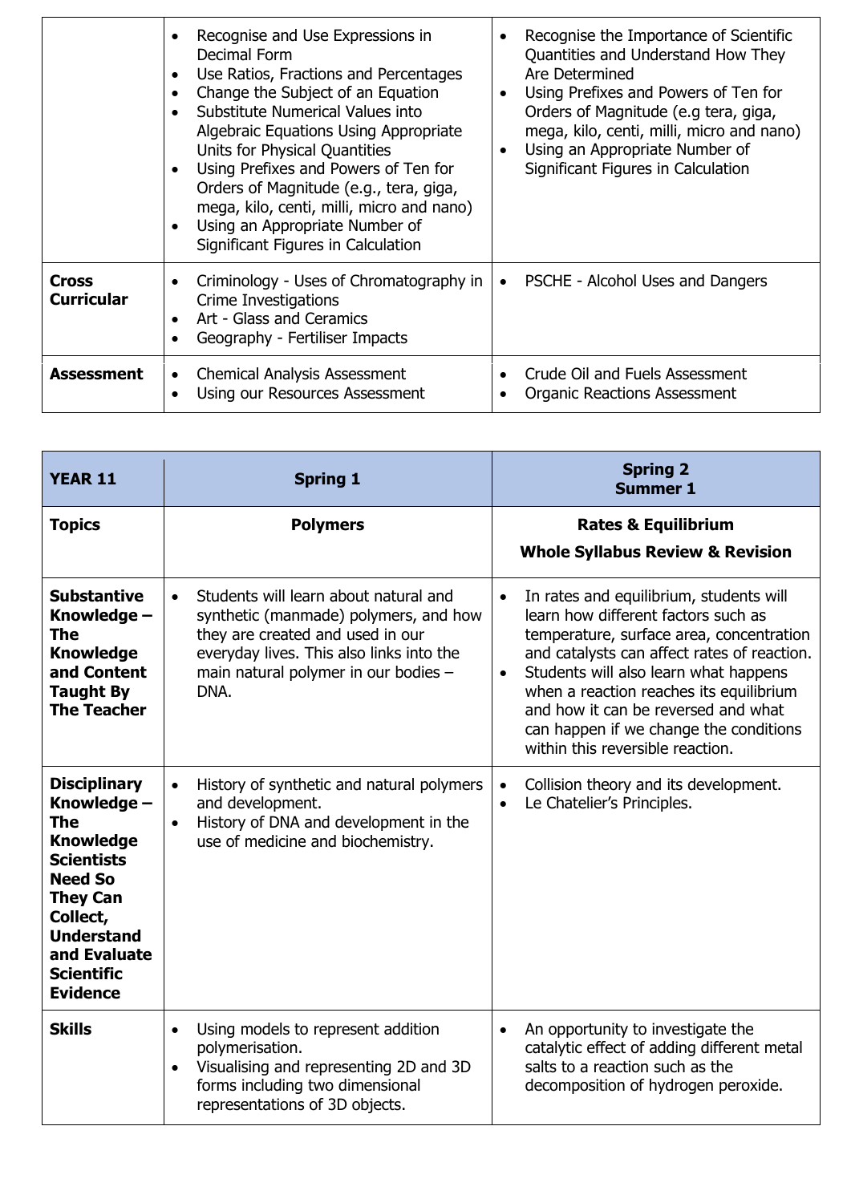| | | |
|---|---|---|
| | • Recognise and Use Expressions in Decimal Form<br>• Use Ratios, Fractions and Percentages<br>• Change the Subject of an Equation<br>• Substitute Numerical Values into Algebraic Equations Using Appropriate Units for Physical Quantities<br>• Using Prefixes and Powers of Ten for Orders of Magnitude (e.g., tera, giga, mega, kilo, centi, milli, micro and nano)<br>• Using an Appropriate Number of Significant Figures in Calculation | • Recognise the Importance of Scientific Quantities and Understand How They Are Determined<br>• Using Prefixes and Powers of Ten for Orders of Magnitude (e.g tera, giga, mega, kilo, centi, milli, micro and nano)<br>• Using an Appropriate Number of Significant Figures in Calculation |
| **Cross Curricular** | • Criminology - Uses of Chromatography in Crime Investigations<br>• Art - Glass and Ceramics<br>• Geography - Fertiliser Impacts | • PSCHE - Alcohol Uses and Dangers |
| **Assessment** | • Chemical Analysis Assessment<br>• Using our Resources Assessment | • Crude Oil and Fuels Assessment<br>• Organic Reactions Assessment |

| **YEAR 11** | **Spring 1** | **Spring 2<br>Summer 1** |
|---|---|---|
| **Topics** | **Polymers** | **Rates & Equilibrium**<br>**Whole Syllabus Review & Revision** |
| **Substantive Knowledge – The Knowledge and Content Taught By The Teacher** | • Students will learn about natural and synthetic (manmade) polymers, and how they are created and used in our everyday lives. This also links into the main natural polymer in our bodies – DNA. | • In rates and equilibrium, students will learn how different factors such as temperature, surface area, concentration and catalysts can affect rates of reaction.<br>• Students will also learn what happens when a reaction reaches its equilibrium and how it can be reversed and what can happen if we change the conditions within this reversible reaction. |
| **Disciplinary Knowledge – The Knowledge Scientists Need So They Can Collect, Understand and Evaluate Scientific Evidence** | • History of synthetic and natural polymers and development.<br>• History of DNA and development in the use of medicine and biochemistry. | • Collision theory and its development.<br>• Le Chatelier's Principles. |
| **Skills** | • Using models to represent addition polymerisation.<br>• Visualising and representing 2D and 3D forms including two dimensional representations of 3D objects. | • An opportunity to investigate the catalytic effect of adding different metal salts to a reaction such as the decomposition of hydrogen peroxide. |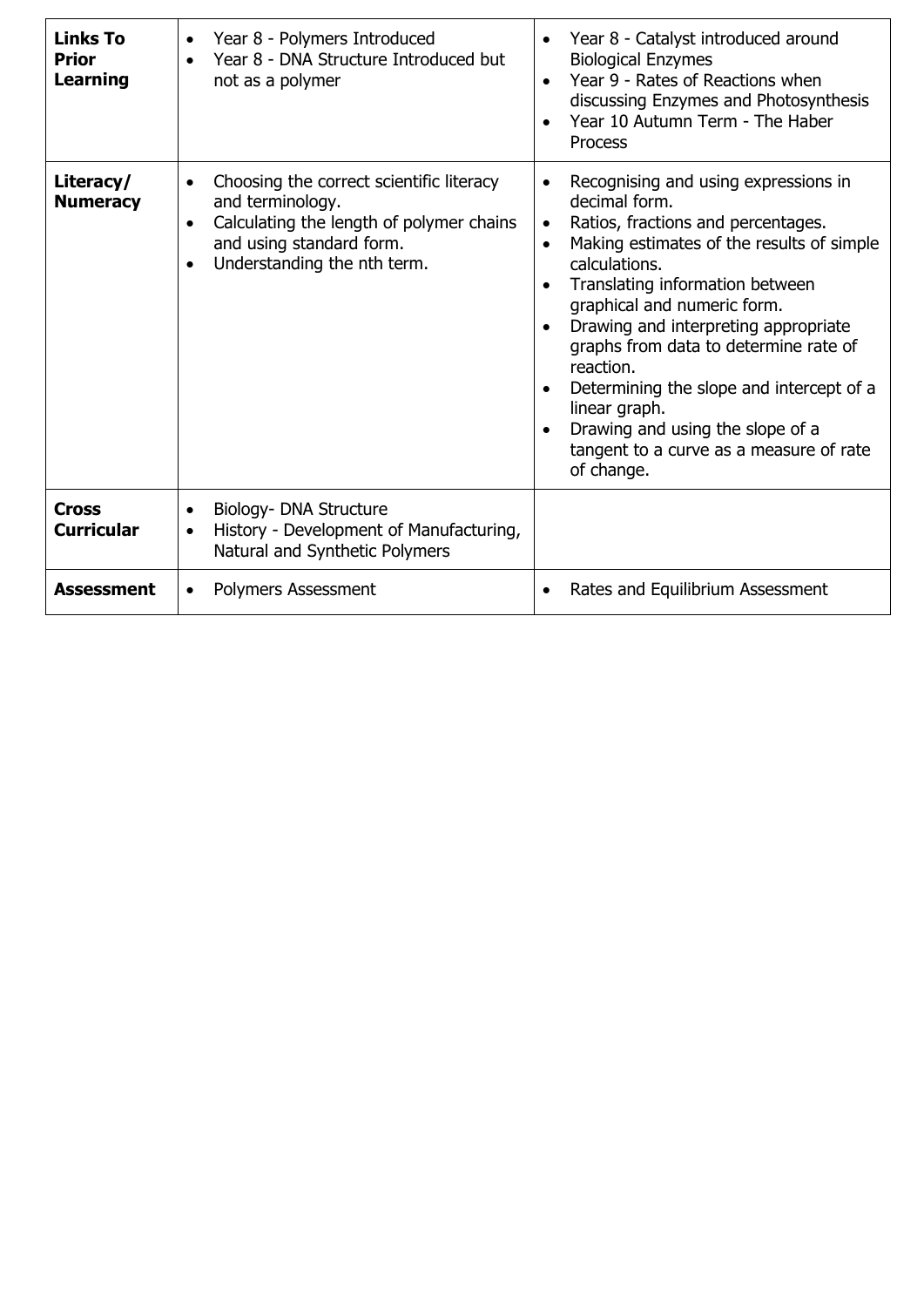| | | |
|---|---|---|
| **Links To Prior Learning** | • Year 8 - Polymers Introduced<br>• Year 8 - DNA Structure Introduced but not as a polymer | • Year 8 - Catalyst introduced around Biological Enzymes<br>• Year 9 - Rates of Reactions when discussing Enzymes and Photosynthesis<br>• Year 10 Autumn Term - The Haber Process |
| **Literacy/ Numeracy** | • Choosing the correct scientific literacy and terminology.<br>• Calculating the length of polymer chains and using standard form.<br>• Understanding the nth term. | • Recognising and using expressions in decimal form.<br>• Ratios, fractions and percentages.<br>• Making estimates of the results of simple calculations.<br>• Translating information between graphical and numeric form.<br>• Drawing and interpreting appropriate graphs from data to determine rate of reaction.<br>• Determining the slope and intercept of a linear graph.<br>• Drawing and using the slope of a tangent to a curve as a measure of rate of change. |
| **Cross Curricular** | • Biology- DNA Structure<br>• History - Development of Manufacturing, Natural and Synthetic Polymers | |
| **Assessment** | • Polymers Assessment | • Rates and Equilibrium Assessment |